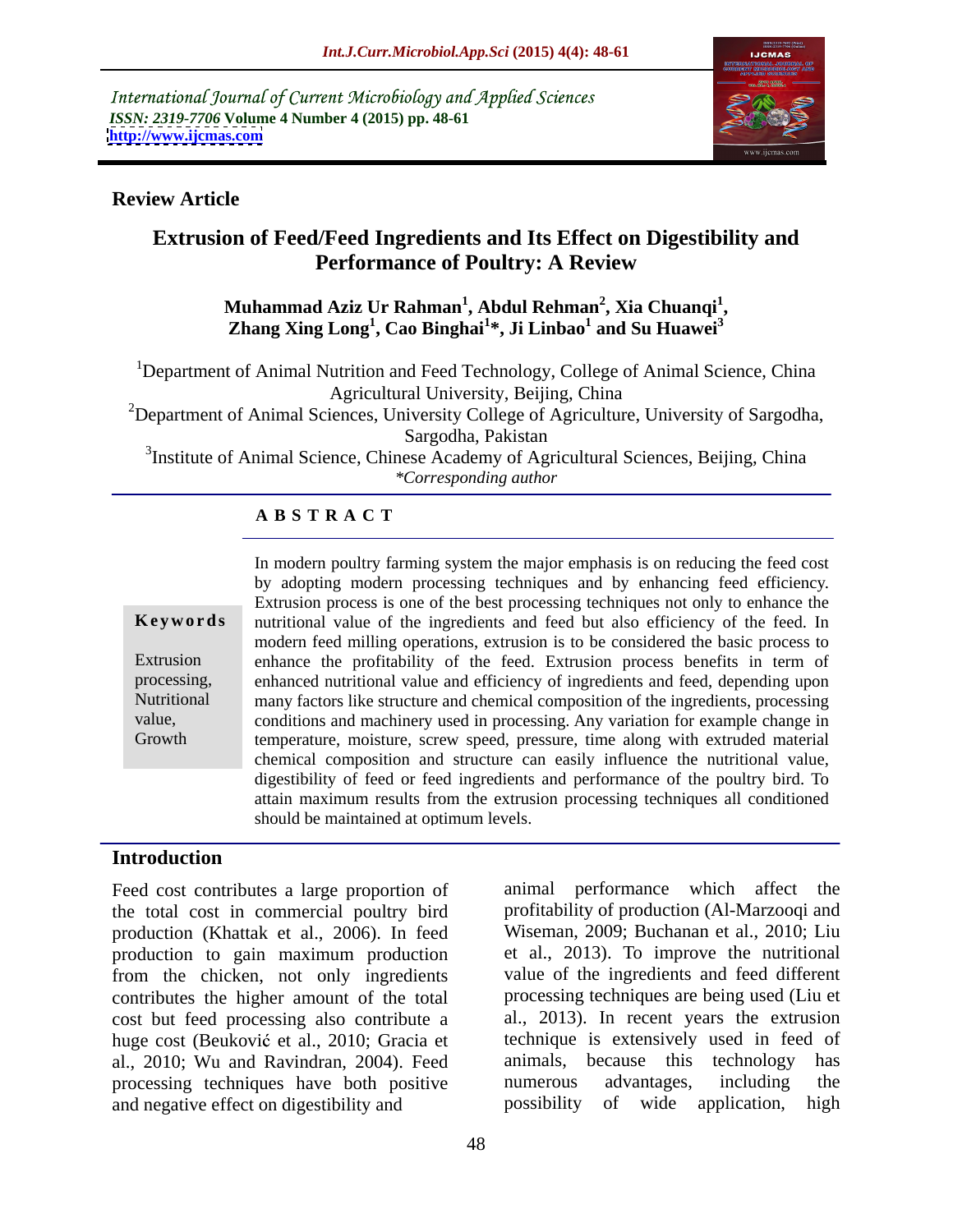International Journal of Current Microbiology and Applied Sciences
*ISSN: 2319-7706* **Volume 4 Number 4 (2015) pp. 48-61**
**http://www.ijcmas.com**

**Review Article**

# Extrusion of Feed/Feed Ingredients and Its Effect on Digestibility and Performance of Poultry: A Review

**Muhammad Aziz Ur Rahman[1], Abdul Rehman[2], Xia Chuanqi[1], Zhang Xing Long[1], Cao Binghai[1]\*, Ji Linbao[1] and Su Huawei[3]**

[1]Department of Animal Nutrition and Feed Technology, College of Animal Science, China Agricultural University, Beijing, China

[2]Department of Animal Sciences, University College of Agriculture, University of Sargodha, Sargodha, Pakistan

[3]Institute of Animal Science, Chinese Academy of Agricultural Sciences, Beijing, China

*\*Corresponding author*

**A B S T R A C T**

**Keywords**

Extrusion processing, Nutritional value, Growth

In modern poultry farming system the major emphasis is on reducing the feed cost by adopting modern processing techniques and by enhancing feed efficiency. Extrusion process is one of the best processing techniques not only to enhance the nutritional value of the ingredients and feed but also efficiency of the feed. In modern feed milling operations, extrusion is to be considered the basic process to enhance the profitability of the feed. Extrusion process benefits in term of enhanced nutritional value and efficiency of ingredients and feed, depending upon many factors like structure and chemical composition of the ingredients, processing conditions and machinery used in processing. Any variation for example change in temperature, moisture, screw speed, pressure, time along with extruded material chemical composition and structure can easily influence the nutritional value, digestibility of feed or feed ingredients and performance of the poultry bird. To attain maximum results from the extrusion processing techniques all conditioned should be maintained at optimum levels.

## Introduction

Feed cost contributes a large proportion of the total cost in commercial poultry bird production (Khattak et al., 2006). In feed production to gain maximum production from the chicken, not only ingredients contributes the higher amount of the total cost but feed processing also contribute a huge cost (Beuković et al., 2010; Gracia et al., 2010; Wu and Ravindran, 2004). Feed processing techniques have both positive and negative effect on digestibility and animal performance which affect the profitability of production (Al-Marzooqi and Wiseman, 2009; Buchanan et al., 2010; Liu et al., 2013). To improve the nutritional value of the ingredients and feed different processing techniques are being used (Liu et al., 2013). In recent years the extrusion technique is extensively used in feed of animals, because this technology has numerous advantages, including the possibility of wide application, high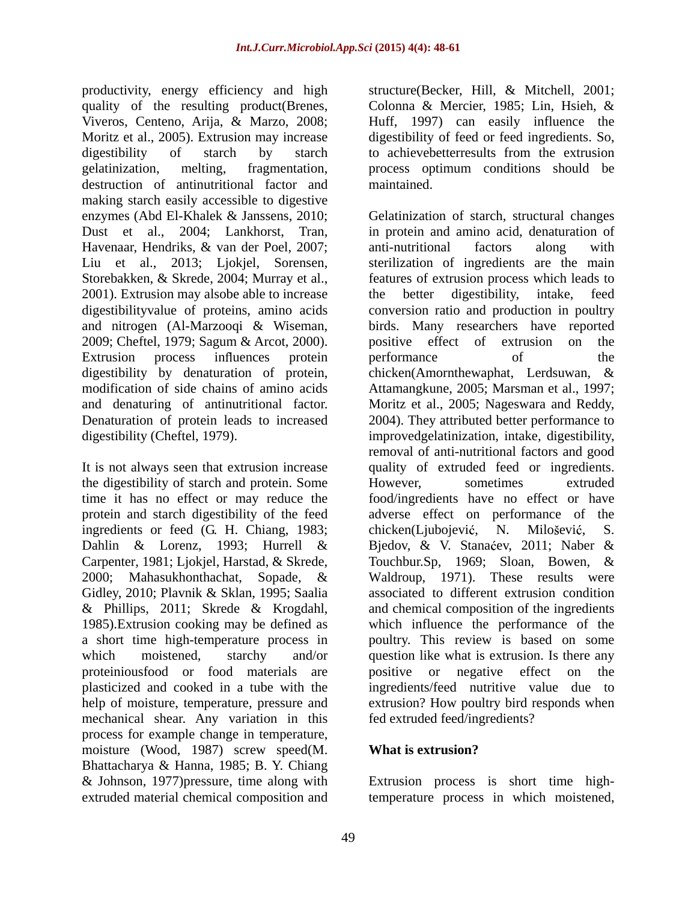productivity, energy efficiency and high quality of the resulting product(Brenes, Viveros, Centeno, Arija, & Marzo, 2008; Moritz et al., 2005). Extrusion may increase digestibility of starch by starch gelatinization, melting, fragmentation, destruction of antinutritional factor and making starch easily accessible to digestive enzymes (Abd El-Khalek & Janssens, 2010; Dust et al., 2004; Lankhorst, Tran, Havenaar, Hendriks, & van der Poel, 2007; Liu et al., 2013; Ljokjel, Sorensen, Storebakken, & Skrede, 2004; Murray et al., 2001). Extrusion may alsobe able to increase digestibilityvalue of proteins, amino acids and nitrogen (Al-Marzooqi & Wiseman, 2009; Cheftel, 1979; Sagum & Arcot, 2000). Extrusion process influences protein digestibility by denaturation of protein, modification of side chains of amino acids and denaturing of antinutritional factor. Denaturation of protein leads to increased digestibility (Cheftel, 1979).

It is not always seen that extrusion increase the digestibility of starch and protein. Some time it has no effect or may reduce the protein and starch digestibility of the feed ingredients or feed (G. H. Chiang, 1983; Dahlin & Lorenz, 1993; Hurrell & Carpenter, 1981; Ljokjel, Harstad, & Skrede, 2000; Mahasukhonthachat, Sopade, & Gidley, 2010; Plavnik & Sklan, 1995; Saalia & Phillips, 2011; Skrede & Krogdahl, 1985).Extrusion cooking may be defined as a short time high-temperature process in which moistened, starchy and/or proteiniousfood or food materials are plasticized and cooked in a tube with the help of moisture, temperature, pressure and mechanical shear. Any variation in this process for example change in temperature, moisture (Wood, 1987) screw speed(M. Bhattacharya & Hanna, 1985; B. Y. Chiang & Johnson, 1977)pressure, time along with extruded material chemical composition and structure(Becker, Hill, & Mitchell, 2001; Colonna & Mercier, 1985; Lin, Hsieh, & Huff, 1997) can easily influence the digestibility of feed or feed ingredients. So, to achievebetterresults from the extrusion process optimum conditions should be maintained.

Gelatinization of starch, structural changes in protein and amino acid, denaturation of anti-nutritional factors along with sterilization of ingredients are the main features of extrusion process which leads to the better digestibility, intake, feed conversion ratio and production in poultry birds. Many researchers have reported positive effect of extrusion on the performance of the chicken(Amornthewaphat, Lerdsuwan, & Attamangkune, 2005; Marsman et al., 1997; Moritz et al., 2005; Nageswara and Reddy, 2004). They attributed better performance to improvedgelatinization, intake, digestibility, removal of anti-nutritional factors and good quality of extruded feed or ingredients. However, sometimes extruded food/ingredients have no effect or have adverse effect on performance of the chicken(Ljubojević, N. Milošević, S. Bjedov, & V. Stanaćev, 2011; Naber & Touchbur.Sp, 1969; Sloan, Bowen, & Waldroup, 1971). These results were associated to different extrusion condition and chemical composition of the ingredients which influence the performance of the poultry. This review is based on some question like what is extrusion. Is there any positive or negative effect on the ingredients/feed nutritive value due to extrusion? How poultry bird responds when fed extruded feed/ingredients?

## What is extrusion?

Extrusion process is short time high-temperature process in which moistened,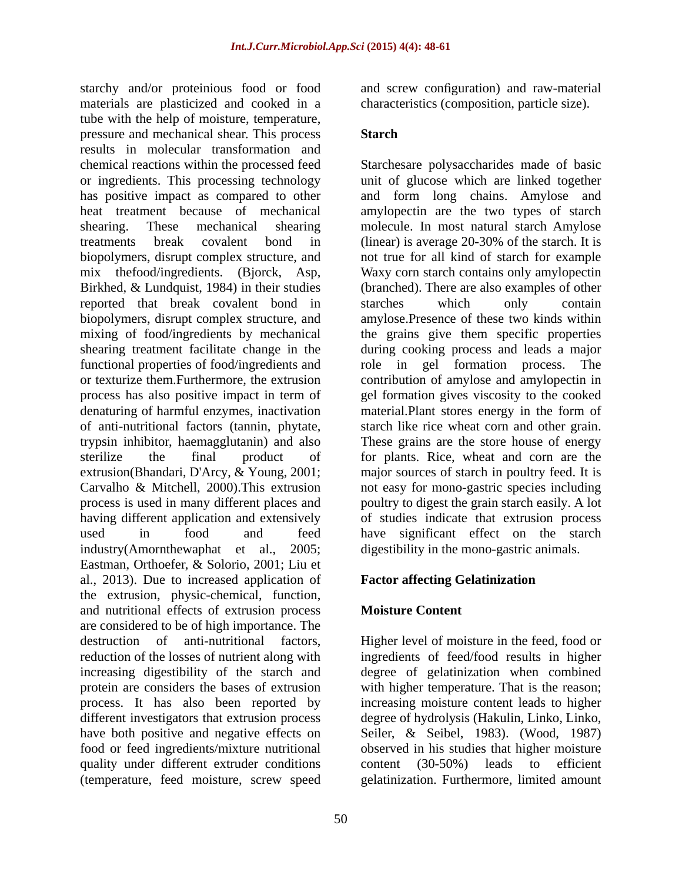starchy and/or proteinious food or food materials are plasticized and cooked in a tube with the help of moisture, temperature, pressure and mechanical shear. This process results in molecular transformation and chemical reactions within the processed feed or ingredients. This processing technology has positive impact as compared to other heat treatment because of mechanical shearing. These mechanical shearing treatments break covalent bond in biopolymers, disrupt complex structure, and mix thefood/ingredients. (Bjorck, Asp, Birkhed, & Lundquist, 1984) in their studies reported that break covalent bond in biopolymers, disrupt complex structure, and mixing of food/ingredients by mechanical shearing treatment facilitate change in the functional properties of food/ingredients and or texturize them.Furthermore, the extrusion process has also positive impact in term of denaturing of harmful enzymes, inactivation of anti-nutritional factors (tannin, phytate, trypsin inhibitor, haemagglutanin) and also sterilize the final product of extrusion(Bhandari, D'Arcy, & Young, 2001; Carvalho & Mitchell, 2000).This extrusion process is used in many different places and having different application and extensively used in food and feed industry(Amornthewaphat et al., 2005; Eastman, Orthoefer, & Solorio, 2001; Liu et al., 2013). Due to increased application of the extrusion, physic-chemical, function, and nutritional effects of extrusion process are considered to be of high importance. The destruction of anti-nutritional factors, reduction of the losses of nutrient along with increasing digestibility of the starch and protein are considers the bases of extrusion process. It has also been reported by different investigators that extrusion process have both positive and negative effects on food or feed ingredients/mixture nutritional quality under different extruder conditions (temperature, feed moisture, screw speed and screw configuration) and raw-material characteristics (composition, particle size).

## Starch

Starchesare polysaccharides made of basic unit of glucose which are linked together and form long chains. Amylose and amylopectin are the two types of starch molecule. In most natural starch Amylose (linear) is average 20-30% of the starch. It is not true for all kind of starch for example Waxy corn starch contains only amylopectin (branched). There are also examples of other starches which only contain amylose.Presence of these two kinds within the grains give them specific properties during cooking process and leads a major role in gel formation process. The contribution of amylose and amylopectin in gel formation gives viscosity to the cooked material.Plant stores energy in the form of starch like rice wheat corn and other grain. These grains are the store house of energy for plants. Rice, wheat and corn are the major sources of starch in poultry feed. It is not easy for mono-gastric species including poultry to digest the grain starch easily. A lot of studies indicate that extrusion process have significant effect on the starch digestibility in the mono-gastric animals.

## Factor affecting Gelatinization

### Moisture Content

Higher level of moisture in the feed, food or ingredients of feed/food results in higher degree of gelatinization when combined with higher temperature. That is the reason; increasing moisture content leads to higher degree of hydrolysis (Hakulin, Linko, Linko, Seiler, & Seibel, 1983). (Wood, 1987) observed in his studies that higher moisture content (30-50%) leads to efficient gelatinization. Furthermore, limited amount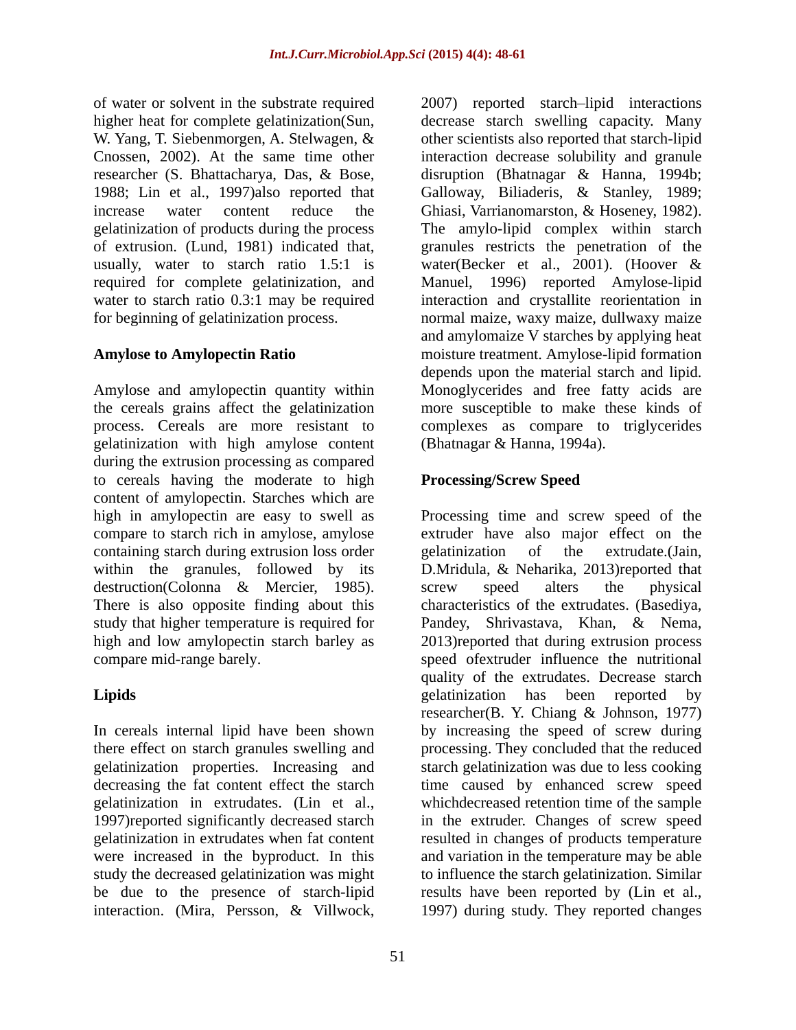of water or solvent in the substrate required higher heat for complete gelatinization(Sun, W. Yang, T. Siebenmorgen, A. Stelwagen, & Cnossen, 2002). At the same time other researcher (S. Bhattacharya, Das, & Bose, 1988; Lin et al., 1997)also reported that increase water content reduce the gelatinization of products during the process of extrusion. (Lund, 1981) indicated that, usually, water to starch ratio 1.5:1 is required for complete gelatinization, and water to starch ratio 0.3:1 may be required for beginning of gelatinization process.

**Amylose to Amylopectin Ratio**

Amylose and amylopectin quantity within the cereals grains affect the gelatinization process. Cereals are more resistant to gelatinization with high amylose content during the extrusion processing as compared to cereals having the moderate to high content of amylopectin. Starches which are high in amylopectin are easy to swell as compare to starch rich in amylose, amylose containing starch during extrusion loss order within the granules, followed by its destruction(Colonna & Mercier, 1985). There is also opposite finding about this study that higher temperature is required for high and low amylopectin starch barley as compare mid-range barely.

**Lipids**

In cereals internal lipid have been shown there effect on starch granules swelling and gelatinization properties. Increasing and decreasing the fat content effect the starch gelatinization in extrudates. (Lin et al., 1997)reported significantly decreased starch gelatinization in extrudates when fat content were increased in the byproduct. In this study the decreased gelatinization was might be due to the presence of starch-lipid interaction. (Mira, Persson, & Villwock, 2007) reported starch–lipid interactions decrease starch swelling capacity. Many other scientists also reported that starch-lipid interaction decrease solubility and granule disruption (Bhatnagar & Hanna, 1994b; Galloway, Biliaderis, & Stanley, 1989; Ghiasi, Varrianomarston, & Hoseney, 1982). The amylo-lipid complex within starch granules restricts the penetration of the water(Becker et al., 2001). (Hoover & Manuel, 1996) reported Amylose-lipid interaction and crystallite reorientation in normal maize, waxy maize, dullwaxy maize and amylomaize V starches by applying heat moisture treatment. Amylose-lipid formation depends upon the material starch and lipid. Monoglycerides and free fatty acids are more susceptible to make these kinds of complexes as compare to triglycerides (Bhatnagar & Hanna, 1994a).

**Processing/Screw Speed**

Processing time and screw speed of the extruder have also major effect on the gelatinization of the extrudate.(Jain, D.Mridula, & Neharika, 2013)reported that screw speed alters the physical characteristics of the extrudates. (Basediya, Pandey, Shrivastava, Khan, & Nema, 2013)reported that during extrusion process speed ofextruder influence the nutritional quality of the extrudates. Decrease starch gelatinization has been reported by researcher(B. Y. Chiang & Johnson, 1977) by increasing the speed of screw during processing. They concluded that the reduced starch gelatinization was due to less cooking time caused by enhanced screw speed whichdecreased retention time of the sample in the extruder. Changes of screw speed resulted in changes of products temperature and variation in the temperature may be able to influence the starch gelatinization. Similar results have been reported by (Lin et al., 1997) during study. They reported changes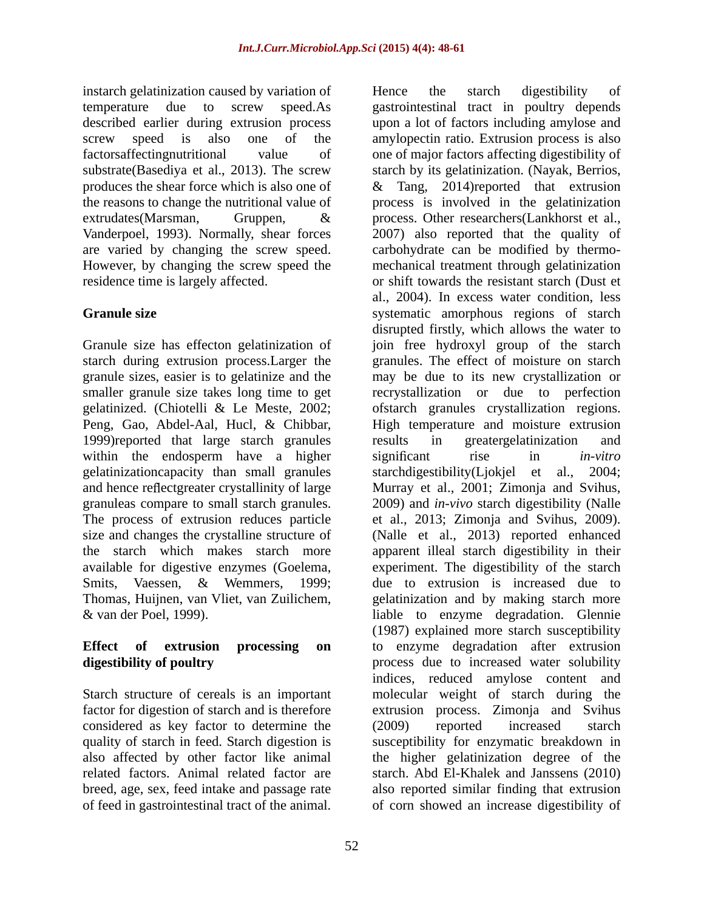instarch gelatinization caused by variation of temperature due to screw speed.As described earlier during extrusion process screw speed is also one of the factorsaffectingnutritional value of substrate(Basediya et al., 2013). The screw produces the shear force which is also one of the reasons to change the nutritional value of extrudates(Marsman, Gruppen, & Vanderpoel, 1993). Normally, shear forces are varied by changing the screw speed. However, by changing the screw speed the residence time is largely affected.

## Granule size

Granule size has effecton gelatinization of starch during extrusion process.Larger the granule sizes, easier is to gelatinize and the smaller granule size takes long time to get gelatinized. (Chiotelli & Le Meste, 2002; Peng, Gao, Abdel-Aal, Hucl, & Chibbar, 1999)reported that large starch granules within the endosperm have a higher gelatinizationcapacity than small granules and hence reflectgreater crystallinity of large granuleas compare to small starch granules. The process of extrusion reduces particle size and changes the crystalline structure of the starch which makes starch more available for digestive enzymes (Goelema, Smits, Vaessen, & Wemmers, 1999; Thomas, Huijnen, van Vliet, van Zuilichem, & van der Poel, 1999).

## Effect of extrusion processing on digestibility of poultry

Starch structure of cereals is an important factor for digestion of starch and is therefore considered as key factor to determine the quality of starch in feed. Starch digestion is also affected by other factor like animal related factors. Animal related factor are breed, age, sex, feed intake and passage rate of feed in gastrointestinal tract of the animal. Hence the starch digestibility of gastrointestinal tract in poultry depends upon a lot of factors including amylose and amylopectin ratio. Extrusion process is also one of major factors affecting digestibility of starch by its gelatinization. (Nayak, Berrios, & Tang, 2014)reported that extrusion process is involved in the gelatinization process. Other researchers(Lankhorst et al., 2007) also reported that the quality of carbohydrate can be modified by thermo-mechanical treatment through gelatinization or shift towards the resistant starch (Dust et al., 2004). In excess water condition, less systematic amorphous regions of starch disrupted firstly, which allows the water to join free hydroxyl group of the starch granules. The effect of moisture on starch may be due to its new crystallization or recrystallization or due to perfection ofstarch granules crystallization regions. High temperature and moisture extrusion results in greatergelatinization and significant rise in *in-vitro* starchdigestibility(Ljokjel et al., 2004; Murray et al., 2001; Zimonja and Svihus, 2009) and *in-vivo* starch digestibility (Nalle et al., 2013; Zimonja and Svihus, 2009). (Nalle et al., 2013) reported enhanced apparent illeal starch digestibility in their experiment. The digestibility of the starch due to extrusion is increased due to gelatinization and by making starch more liable to enzyme degradation. Glennie (1987) explained more starch susceptibility to enzyme degradation after extrusion process due to increased water solubility indices, reduced amylose content and molecular weight of starch during the extrusion process. Zimonja and Svihus (2009) reported increased starch susceptibility for enzymatic breakdown in the higher gelatinization degree of the starch. Abd El-Khalek and Janssens (2010) also reported similar finding that extrusion of corn showed an increase digestibility of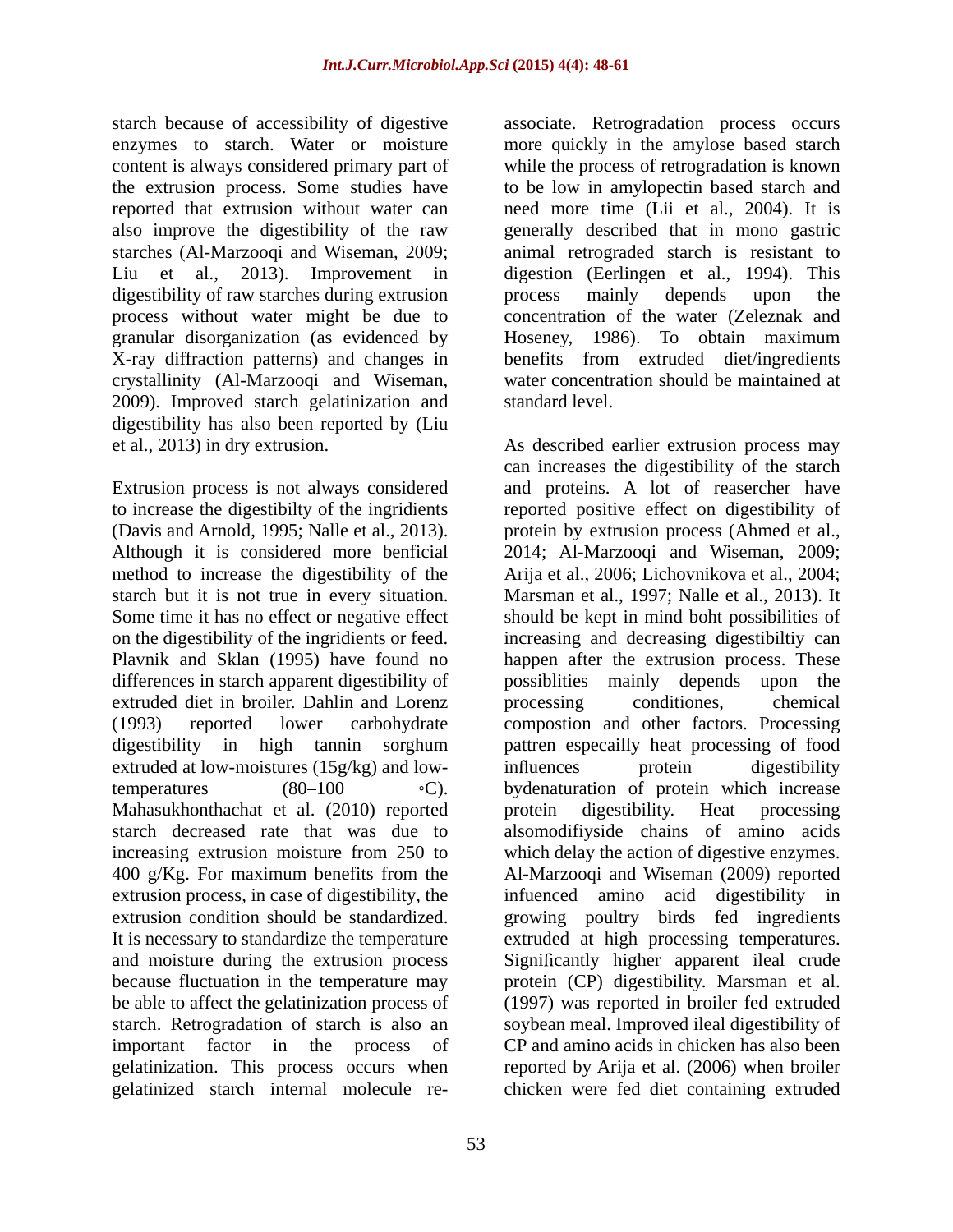starch because of accessibility of digestive enzymes to starch. Water or moisture content is always considered primary part of the extrusion process. Some studies have reported that extrusion without water can also improve the digestibility of the raw starches (Al-Marzooqi and Wiseman, 2009; Liu et al., 2013). Improvement in digestibility of raw starches during extrusion process without water might be due to granular disorganization (as evidenced by X-ray diffraction patterns) and changes in crystallinity (Al-Marzooqi and Wiseman, 2009). Improved starch gelatinization and digestibility has also been reported by (Liu et al., 2013) in dry extrusion.

Extrusion process is not always considered to increase the digestibilty of the ingridients (Davis and Arnold, 1995; Nalle et al., 2013). Although it is considered more benficial method to increase the digestibility of the starch but it is not true in every situation. Some time it has no effect or negative effect on the digestibility of the ingridients or feed. Plavnik and Sklan (1995) have found no differences in starch apparent digestibility of extruded diet in broiler. Dahlin and Lorenz (1993) reported lower carbohydrate digestibility in high tannin sorghum extruded at low-moistures (15g/kg) and low-temperatures (80–100 ◦C). Mahasukhonthachat et al. (2010) reported starch decreased rate that was due to increasing extrusion moisture from 250 to 400 g/Kg. For maximum benefits from the extrusion process, in case of digestibility, the extrusion condition should be standardized. It is necessary to standardize the temperature and moisture during the extrusion process because fluctuation in the temperature may be able to affect the gelatinization process of starch. Retrogradation of starch is also an important factor in the process of gelatinization. This process occurs when gelatinized starch internal molecule re-associate. Retrogradation process occurs more quickly in the amylose based starch while the process of retrogradation is known to be low in amylopectin based starch and need more time (Lii et al., 2004). It is generally described that in mono gastric animal retrograded starch is resistant to digestion (Eerlingen et al., 1994). This process mainly depends upon the concentration of the water (Zeleznak and Hoseney, 1986). To obtain maximum benefits from extruded diet/ingredients water concentration should be maintained at standard level.

As described earlier extrusion process may can increases the digestibility of the starch and proteins. A lot of reasercher have reported positive effect on digestibility of protein by extrusion process (Ahmed et al., 2014; Al-Marzooqi and Wiseman, 2009; Arija et al., 2006; Lichovnikova et al., 2004; Marsman et al., 1997; Nalle et al., 2013). It should be kept in mind boht possibilities of increasing and decreasing digestibiltiy can happen after the extrusion process. These possiblities mainly depends upon the processing conditiones, chemical compostion and other factors. Processing pattren especailly heat processing of food influences protein digestibility bydenaturation of protein which increase protein digestibility. Heat processing alsomodifiyside chains of amino acids which delay the action of digestive enzymes. Al-Marzooqi and Wiseman (2009) reported infuenced amino acid digestibility in growing poultry birds fed ingredients extruded at high processing temperatures. Significantly higher apparent ileal crude protein (CP) digestibility. Marsman et al. (1997) was reported in broiler fed extruded soybean meal. Improved ileal digestibility of CP and amino acids in chicken has also been reported by Arija et al. (2006) when broiler chicken were fed diet containing extruded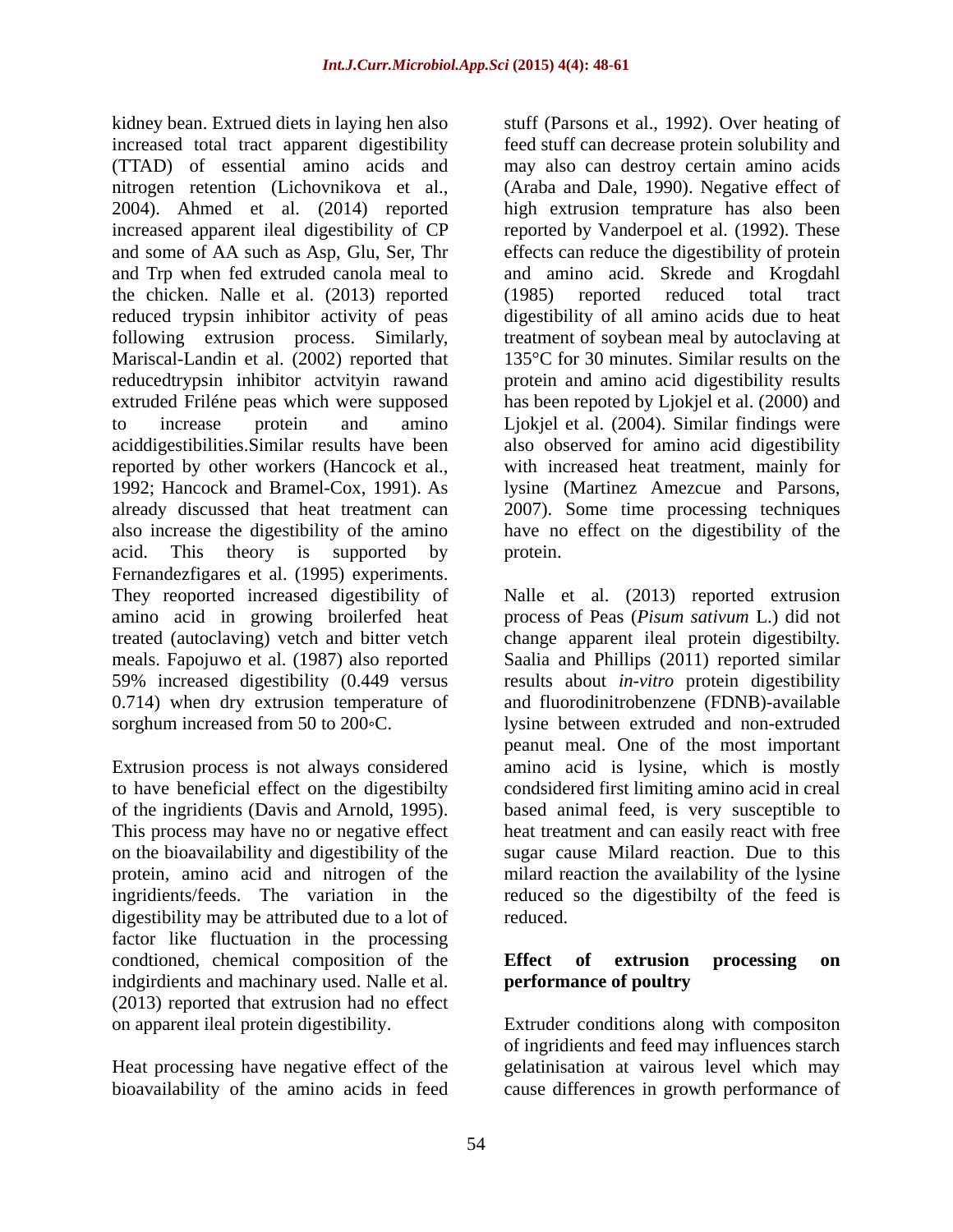kidney bean. Extrued diets in laying hen also increased total tract apparent digestibility (TTAD) of essential amino acids and nitrogen retention (Lichovnikova et al., 2004). Ahmed et al. (2014) reported increased apparent ileal digestibility of CP and some of AA such as Asp, Glu, Ser, Thr and Trp when fed extruded canola meal to the chicken. Nalle et al. (2013) reported reduced trypsin inhibitor activity of peas following extrusion process. Similarly, Mariscal-Landin et al. (2002) reported that reducedtrypsin inhibitor actvityin rawand extruded Friléne peas which were supposed to increase protein and amino aciddigestibilities.Similar results have been reported by other workers (Hancock et al., 1992; Hancock and Bramel-Cox, 1991). As already discussed that heat treatment can also increase the digestibility of the amino acid. This theory is supported by Fernandezfigares et al. (1995) experiments. They reoported increased digestibility of amino acid in growing broilerfed heat treated (autoclaving) vetch and bitter vetch meals. Fapojuwo et al. (1987) also reported 59% increased digestibility (0.449 versus 0.714) when dry extrusion temperature of sorghum increased from 50 to 200◦C.

Extrusion process is not always considered to have beneficial effect on the digestibilty of the ingridients (Davis and Arnold, 1995). This process may have no or negative effect on the bioavailability and digestibility of the protein, amino acid and nitrogen of the ingridients/feeds. The variation in the digestibility may be attributed due to a lot of factor like fluctuation in the processing condtioned, chemical composition of the indgirdients and machinary used. Nalle et al. (2013) reported that extrusion had no effect on apparent ileal protein digestibility.

Heat processing have negative effect of the bioavailability of the amino acids in feed stuff (Parsons et al., 1992). Over heating of feed stuff can decrease protein solubility and may also can destroy certain amino acids (Araba and Dale, 1990). Negative effect of high extrusion temprature has also been reported by Vanderpoel et al. (1992). These effects can reduce the digestibility of protein and amino acid. Skrede and Krogdahl (1985) reported reduced total tract digestibility of all amino acids due to heat treatment of soybean meal by autoclaving at 135°C for 30 minutes. Similar results on the protein and amino acid digestibility results has been repoted by Ljokjel et al. (2000) and Ljokjel et al. (2004). Similar findings were also observed for amino acid digestibility with increased heat treatment, mainly for lysine (Martinez Amezcue and Parsons, 2007). Some time processing techniques have no effect on the digestibility of the protein.

Nalle et al. (2013) reported extrusion process of Peas (*Pisum sativum* L.) did not change apparent ileal protein digestibilty. Saalia and Phillips (2011) reported similar results about *in-vitro* protein digestibility and fluorodinitrobenzene (FDNB)-available lysine between extruded and non-extruded peanut meal. One of the most important amino acid is lysine, which is mostly condsidered first limiting amino acid in creal based animal feed, is very susceptible to heat treatment and can easily react with free sugar cause Milard reaction. Due to this milard reaction the availability of the lysine reduced so the digestibilty of the feed is reduced.

## Effect of extrusion processing on performance of poultry

Extruder conditions along with compositon of ingridients and feed may influences starch gelatinisation at vairous level which may cause differences in growth performance of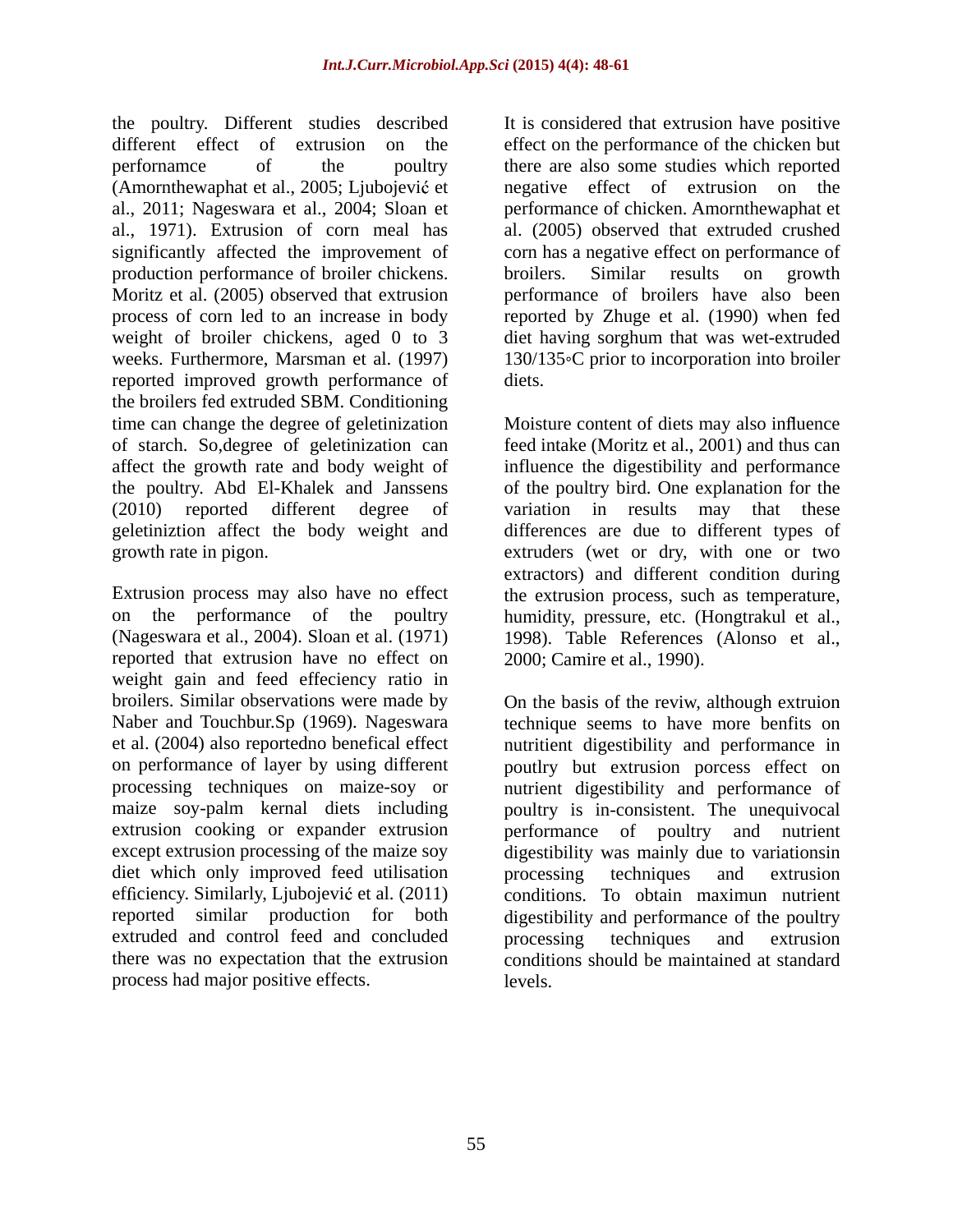the poultry. Different studies described different effect of extrusion on the perfornamce of the poultry (Amornthewaphat et al., 2005; Ljubojević et al., 2011; Nageswara et al., 2004; Sloan et al., 1971). Extrusion of corn meal has significantly affected the improvement of production performance of broiler chickens. Moritz et al. (2005) observed that extrusion process of corn led to an increase in body weight of broiler chickens, aged 0 to 3 weeks. Furthermore, Marsman et al. (1997) reported improved growth performance of the broilers fed extruded SBM. Conditioning time can change the degree of geletinization of starch. So,degree of geletinization can affect the growth rate and body weight of the poultry. Abd El-Khalek and Janssens (2010) reported different degree of geletiniztion affect the body weight and growth rate in pigon.

Extrusion process may also have no effect on the performance of the poultry (Nageswara et al., 2004). Sloan et al. (1971) reported that extrusion have no effect on weight gain and feed effeciency ratio in broilers. Similar observations were made by Naber and Touchbur.Sp (1969). Nageswara et al. (2004) also reportedno benefical effect on performance of layer by using different processing techniques on maize-soy or maize soy-palm kernal diets including extrusion cooking or expander extrusion except extrusion processing of the maize soy diet which only improved feed utilisation efficiency. Similarly, Ljubojević et al. (2011) reported similar production for both extruded and control feed and concluded there was no expectation that the extrusion process had major positive effects.

It is considered that extrusion have positive effect on the performance of the chicken but there are also some studies which reported negative effect of extrusion on the performance of chicken. Amornthewaphat et al. (2005) observed that extruded crushed corn has a negative effect on performance of broilers. Similar results on growth performance of broilers have also been reported by Zhuge et al. (1990) when fed diet having sorghum that was wet-extruded 130/135◦C prior to incorporation into broiler diets.

Moisture content of diets may also influence feed intake (Moritz et al., 2001) and thus can influence the digestibility and performance of the poultry bird. One explanation for the variation in results may that these differences are due to different types of extruders (wet or dry, with one or two extractors) and different condition during the extrusion process, such as temperature, humidity, pressure, etc. (Hongtrakul et al., 1998). Table References (Alonso et al., 2000; Camire et al., 1990).

On the basis of the reviw, although extruion technique seems to have more benfits on nutritient digestibility and performance in poutlry but extrusion porcess effect on nutrient digestibility and performance of poultry is in-consistent. The unequivocal performance of poultry and nutrient digestibility was mainly due to variationsin processing techniques and extrusion conditions. To obtain maximun nutrient digestibility and performance of the poultry processing techniques and extrusion conditions should be maintained at standard levels.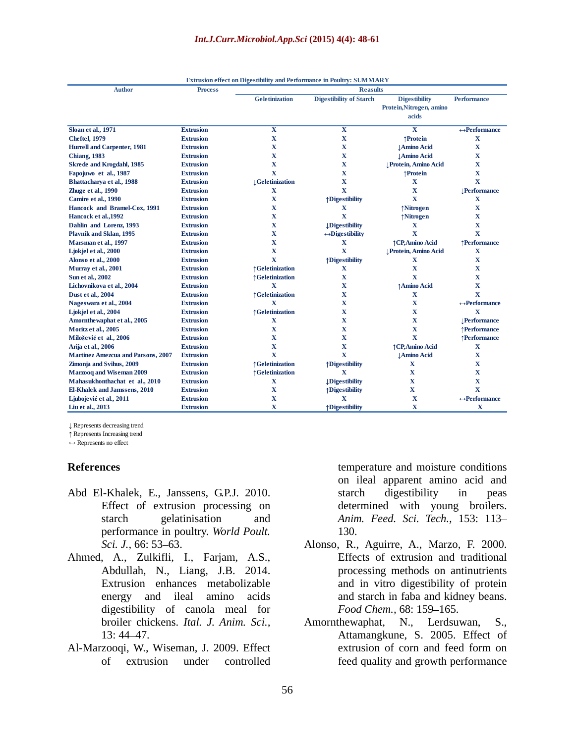**Extrusion effect on Digestibility and Performance in Poultry: SUMMARY**

| Author | Process | Reasults | | | |
|---|---|---|---|---|---|
| | | Geletinization | Digestibility of Starch | Digestibility Protein,Nitrogen, amino acids | Performance |
| Sloan et al., 1971 | Extrusion | X | X | X | ↔Performance |
| Cheftel, 1979 | Extrusion | X | X | ↑Protein | X |
| Hurrell and Carpenter, 1981 | Extrusion | X | X | ↓Amino Acid | X |
| Chiang, 1983 | Extrusion | X | X | ↓Amino Acid | X |
| Skrede and Krogdahl, 1985 | Extrusion | X | X | ↓Protein, Amino Acid | X |
| Fapojuwo et al., 1987 | Extrusion | X | X | ↑Protein | X |
| Bhattacharya et al., 1988 | Extrusion | ↓Geletinization | X | X | X |
| Zhuge et al., 1990 | Extrusion | X | X | X | ↓Performance |
| Camire et al., 1990 | Extrusion | X | ↑Digestibility | X | X |
| Hancock and Bramel-Cox, 1991 | Extrusion | X | X | ↑Nitrogen | X |
| Hancock et al.,1992 | Extrusion | X | X | ↑Nitrogen | X |
| Dahlin and Lorenz, 1993 | Extrusion | X | ↓Digestibility | X | X |
| Plavnik and Sklan, 1995 | Extrusion | X | ↔Digestibility | X | X |
| Marsman et al., 1997 | Extrusion | X | X | ↑CP,Amino Acid | ↑Performance |
| Ljokjel et al., 2000 | Extrusion | X | X | ↓Protein, Amino Acid | X |
| Alonso et al., 2000 | Extrusion | X | ↑Digestibility | X | X |
| Murray et al., 2001 | Extrusion | ↑Geletinization | X | X | X |
| Sun et al., 2002 | Extrusion | ↑Geletinization | X | X | X |
| Lichovnikova et al., 2004 | Extrusion | X | X | ↑Amino Acid | X |
| Dust et al., 2004 | Extrusion | ↑Geletinization | X | X | X |
| Nageswara et al., 2004 | Extrusion | X | X | X | ↔Performance |
| Ljokjel et al., 2004 | Extrusion | ↑Geletinization | X | X | X |
| Amornthewaphat et al., 2005 | Extrusion | X | X | X | ↓Performance |
| Moritz et al., 2005 | Extrusion | X | X | X | ↑Performance |
| Milošević et al., 2006 | Extrusion | X | X | X | ↑Performance |
| Arija et al., 2006 | Extrusion | X | X | ↑CP,Amino Acid | X |
| Martinez Amezcua and Parsons, 2007 | Extrusion | X | X | ↓Amino Acid | X |
| Zimonja and Svihus, 2009 | Extrusion | ↑Geletinization | ↑Digestibility | X | X |
| Marzooq and Wiseman 2009 | Extrusion | ↑Geletinization | X | X | X |
| Mahasukhonthachat et al., 2010 | Extrusion | X | ↓Digestibility | X | X |
| El-Khalek and Jamssens, 2010 | Extrusion | X | ↑Digestibility | X | X |
| Ljubojević et al., 2011 | Extrusion | X | X | X | ↔Performance |
| Liu et al., 2013 | Extrusion | X | ↑Digestibility | X | X |

↓ Represents decreasing trend
↑ Represents Increasing trend
↔ Represents no effect

## References

Abd El-Khalek, E., Janssens, G.P.J. 2010. Effect of extrusion processing on starch gelatinisation and performance in poultry. *World Poult. Sci. J.,* 66: 53–63.

Ahmed, A., Zulkifli, I., Farjam, A.S., Abdullah, N., Liang, J.B. 2014. Extrusion enhances metabolizable energy and ileal amino acids digestibility of canola meal for broiler chickens. *Ital. J. Anim. Sci.,* 13: 44–47.

Al-Marzooqi, W., Wiseman, J. 2009. Effect of extrusion under controlled temperature and moisture conditions on ileal apparent amino acid and starch digestibility in peas determined with young broilers. *Anim. Feed. Sci. Tech.,* 153: 113–130.

Alonso, R., Aguirre, A., Marzo, F. 2000. Effects of extrusion and traditional processing methods on antinutrients and in vitro digestibility of protein and starch in faba and kidney beans. *Food Chem.,* 68: 159–165.

Amornthewaphat, N., Lerdsuwan, S., Attamangkune, S. 2005. Effect of extrusion of corn and feed form on feed quality and growth performance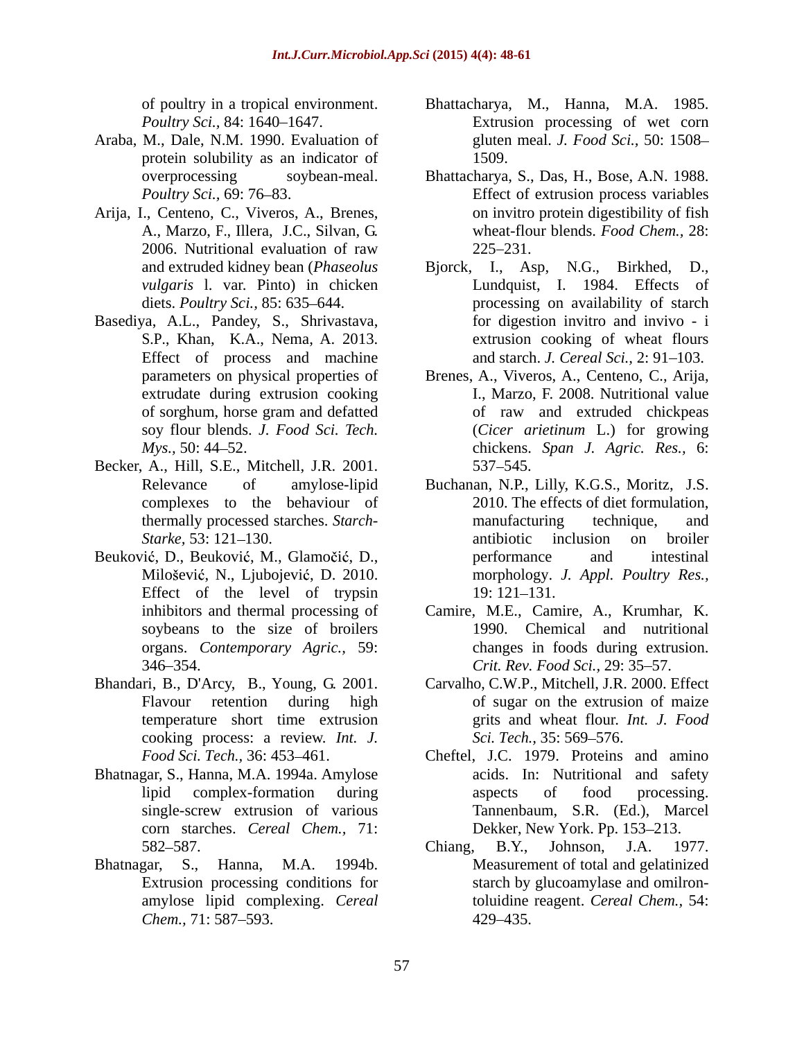of poultry in a tropical environment. *Poultry Sci.,* 84: 1640–1647.

Araba, M., Dale, N.M. 1990. Evaluation of protein solubility as an indicator of overprocessing soybean-meal. *Poultry Sci.,* 69: 76–83.

Arija, I., Centeno, C., Viveros, A., Brenes, A., Marzo, F., Illera, J.C., Silvan, G. 2006. Nutritional evaluation of raw and extruded kidney bean (*Phaseolus vulgaris* l. var. Pinto) in chicken diets. *Poultry Sci.,* 85: 635–644.

Basediya, A.L., Pandey, S., Shrivastava, S.P., Khan, K.A., Nema, A. 2013. Effect of process and machine parameters on physical properties of extrudate during extrusion cooking of sorghum, horse gram and defatted soy flour blends. *J. Food Sci. Tech. Mys.,* 50: 44–52.

Becker, A., Hill, S.E., Mitchell, J.R. 2001. Relevance of amylose-lipid complexes to the behaviour of thermally processed starches. *Starch-Starke,* 53: 121–130.

Beuković, D., Beuković, M., Glamočić, D., Milošević, N., Ljubojević, D. 2010. Effect of the level of trypsin inhibitors and thermal processing of soybeans to the size of broilers organs. *Contemporary Agric.,* 59: 346–354.

Bhandari, B., D'Arcy, B., Young, G. 2001. Flavour retention during high temperature short time extrusion cooking process: a review. *Int. J. Food Sci. Tech.,* 36: 453–461.

Bhatnagar, S., Hanna, M.A. 1994a. Amylose lipid complex-formation during single-screw extrusion of various corn starches. *Cereal Chem.,* 71: 582–587.

Bhatnagar, S., Hanna, M.A. 1994b. Extrusion processing conditions for amylose lipid complexing. *Cereal Chem.,* 71: 587–593.

Bhattacharya, M., Hanna, M.A. 1985. Extrusion processing of wet corn gluten meal. *J. Food Sci.,* 50: 1508–1509.

Bhattacharya, S., Das, H., Bose, A.N. 1988. Effect of extrusion process variables on invitro protein digestibility of fish wheat-flour blends. *Food Chem.,* 28: 225–231.

Bjorck, I., Asp, N.G., Birkhed, D., Lundquist, I. 1984. Effects of processing on availability of starch for digestion invitro and invivo - i extrusion cooking of wheat flours and starch. *J. Cereal Sci.,* 2: 91–103.

Brenes, A., Viveros, A., Centeno, C., Arija, I., Marzo, F. 2008. Nutritional value of raw and extruded chickpeas (*Cicer arietinum* L.) for growing chickens. *Span J. Agric. Res.,* 6: 537–545.

Buchanan, N.P., Lilly, K.G.S., Moritz, J.S. 2010. The effects of diet formulation, manufacturing technique, and antibiotic inclusion on broiler performance and intestinal morphology. *J. Appl. Poultry Res.,* 19: 121–131.

Camire, M.E., Camire, A., Krumhar, K. 1990. Chemical and nutritional changes in foods during extrusion. *Crit. Rev. Food Sci.,* 29: 35–57.

Carvalho, C.W.P., Mitchell, J.R. 2000. Effect of sugar on the extrusion of maize grits and wheat flour. *Int. J. Food Sci. Tech.,* 35: 569–576.

Cheftel, J.C. 1979. Proteins and amino acids. In: Nutritional and safety aspects of food processing. Tannenbaum, S.R. (Ed.), Marcel Dekker, New York. Pp. 153–213.

Chiang, B.Y., Johnson, J.A. 1977. Measurement of total and gelatinized starch by glucoamylase and omilron-toluidine reagent. *Cereal Chem.,* 54: 429–435.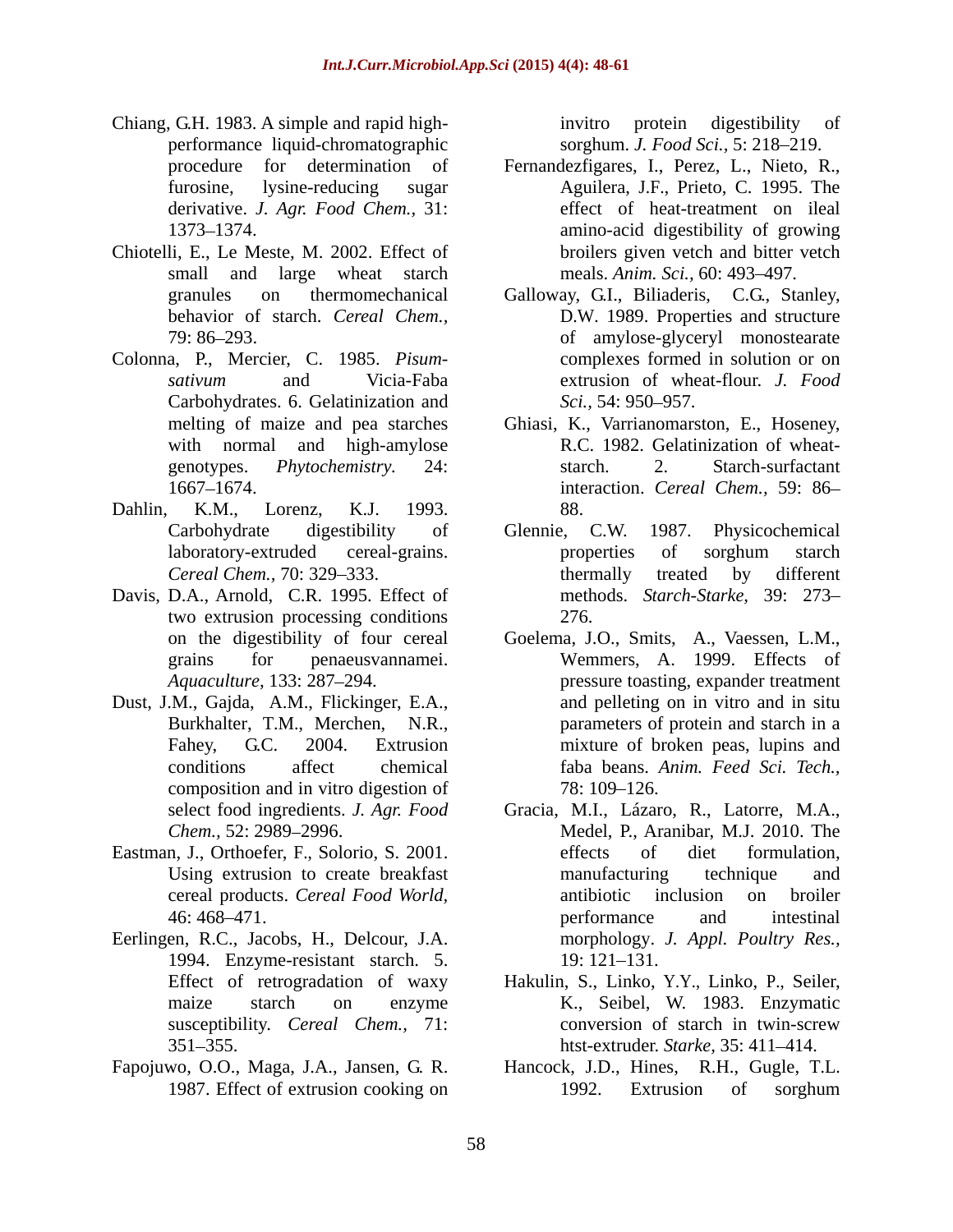Chiang, G.H. 1983. A simple and rapid high-performance liquid-chromatographic procedure for determination of furosine, lysine-reducing sugar derivative. *J. Agr. Food Chem.,* 31: 1373–1374.

Chiotelli, E., Le Meste, M. 2002. Effect of small and large wheat starch granules on thermomechanical behavior of starch. *Cereal Chem.,* 79: 86–293.

Colonna, P., Mercier, C. 1985. *Pisum-sativum* and Vicia-Faba Carbohydrates. 6. Gelatinization and melting of maize and pea starches with normal and high-amylose genotypes. *Phytochemistry.* 24: 1667–1674.

Dahlin, K.M., Lorenz, K.J. 1993. Carbohydrate digestibility of laboratory-extruded cereal-grains. *Cereal Chem.,* 70: 329–333.

Davis, D.A., Arnold, C.R. 1995. Effect of two extrusion processing conditions on the digestibility of four cereal grains for penaeusvannamei. *Aquaculture,* 133: 287–294.

Dust, J.M., Gajda, A.M., Flickinger, E.A., Burkhalter, T.M., Merchen, N.R., Fahey, G.C. 2004. Extrusion conditions affect chemical composition and in vitro digestion of select food ingredients. *J. Agr. Food Chem.,* 52: 2989–2996.

Eastman, J., Orthoefer, F., Solorio, S. 2001. Using extrusion to create breakfast cereal products. *Cereal Food World,* 46: 468–471.

Eerlingen, R.C., Jacobs, H., Delcour, J.A. 1994. Enzyme-resistant starch. 5. Effect of retrogradation of waxy maize starch on enzyme susceptibility. *Cereal Chem.,* 71: 351–355.

Fapojuwo, O.O., Maga, J.A., Jansen, G. R. 1987. Effect of extrusion cooking on invitro protein digestibility of sorghum. *J. Food Sci.,* 5: 218–219.

Fernandezfigares, I., Perez, L., Nieto, R., Aguilera, J.F., Prieto, C. 1995. The effect of heat-treatment on ileal amino-acid digestibility of growing broilers given vetch and bitter vetch meals. *Anim. Sci.,* 60: 493–497.

Galloway, G.I., Biliaderis, C.G., Stanley, D.W. 1989. Properties and structure of amylose-glyceryl monostearate complexes formed in solution or on extrusion of wheat-flour. *J. Food Sci.,* 54: 950–957.

Ghiasi, K., Varrianomarston, E., Hoseney, R.C. 1982. Gelatinization of wheat-starch. 2. Starch-surfactant interaction. *Cereal Chem.,* 59: 86–88.

Glennie, C.W. 1987. Physicochemical properties of sorghum starch thermally treated by different methods. *Starch-Starke,* 39: 273–276.

Goelema, J.O., Smits, A., Vaessen, L.M., Wemmers, A. 1999. Effects of pressure toasting, expander treatment and pelleting on in vitro and in situ parameters of protein and starch in a mixture of broken peas, lupins and faba beans. *Anim. Feed Sci. Tech.,* 78: 109–126.

Gracia, M.I., Lázaro, R., Latorre, M.A., Medel, P., Aranibar, M.J. 2010. The effects of diet formulation, manufacturing technique and antibiotic inclusion on broiler performance and intestinal morphology. *J. Appl. Poultry Res.,* 19: 121–131.

Hakulin, S., Linko, Y.Y., Linko, P., Seiler, K., Seibel, W. 1983. Enzymatic conversion of starch in twin-screw htst-extruder. *Starke,* 35: 411–414.

Hancock, J.D., Hines, R.H., Gugle, T.L. 1992. Extrusion of sorghum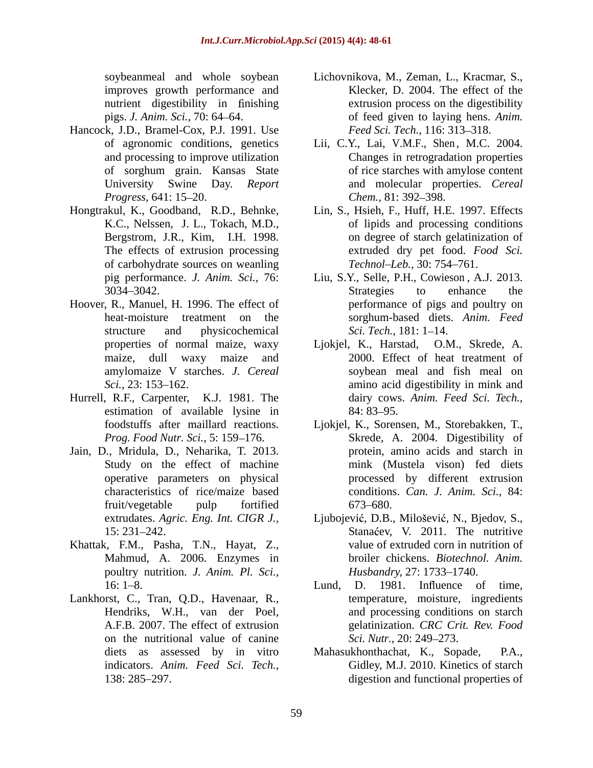soybeanmeal and whole soybean improves growth performance and nutrient digestibility in finishing pigs. *J. Anim. Sci.,* 70: 64–64.

Hancock, J.D., Bramel-Cox, P.J. 1991. Use of agronomic conditions, genetics and processing to improve utilization of sorghum grain. Kansas State University Swine Day. *Report Progress,* 641: 15–20.

Hongtrakul, K., Goodband, R.D., Behnke, K.C., Nelssen, J. L., Tokach, M.D., Bergstrom, J.R., Kim, I.H. 1998. The effects of extrusion processing of carbohydrate sources on weanling pig performance. *J. Anim. Sci.,* 76: 3034–3042.

Hoover, R., Manuel, H. 1996. The effect of heat-moisture treatment on the structure and physicochemical properties of normal maize, waxy maize, dull waxy maize and amylomaize V starches. *J. Cereal Sci.,* 23: 153–162.

Hurrell, R.F., Carpenter, K.J. 1981. The estimation of available lysine in foodstuffs after maillard reactions. *Prog. Food Nutr. Sci.,* 5: 159–176.

Jain, D., Mridula, D., Neharika, T. 2013. Study on the effect of machine operative parameters on physical characteristics of rice/maize based fruit/vegetable pulp fortified extrudates. *Agric. Eng. Int. CIGR J.,* 15: 231–242.

Khattak, F.M., Pasha, T.N., Hayat, Z., Mahmud, A. 2006. Enzymes in poultry nutrition. *J. Anim. Pl. Sci.,* 16: 1–8.

Lankhorst, C., Tran, Q.D., Havenaar, R., Hendriks, W.H., van der Poel, A.F.B. 2007. The effect of extrusion on the nutritional value of canine diets as assessed by in vitro indicators. *Anim. Feed Sci. Tech.,* 138: 285–297.

Lichovnikova, M., Zeman, L., Kracmar, S., Klecker, D. 2004. The effect of the extrusion process on the digestibility of feed given to laying hens. *Anim. Feed Sci. Tech.,* 116: 313–318.

Lii, C.Y., Lai, V.M.F., Shen, M.C. 2004. Changes in retrogradation properties of rice starches with amylose content and molecular properties. *Cereal Chem.,* 81: 392–398.

Lin, S., Hsieh, F., Huff, H.E. 1997. Effects of lipids and processing conditions on degree of starch gelatinization of extruded dry pet food. *Food Sci. Technol–Leb.,* 30: 754–761.

Liu, S.Y., Selle, P.H., Cowieson, A.J. 2013. Strategies to enhance the performance of pigs and poultry on sorghum-based diets. *Anim. Feed Sci. Tech.,* 181: 1–14.

Ljokjel, K., Harstad, O.M., Skrede, A. 2000. Effect of heat treatment of soybean meal and fish meal on amino acid digestibility in mink and dairy cows. *Anim. Feed Sci. Tech.,* 84: 83–95.

Ljokjel, K., Sorensen, M., Storebakken, T., Skrede, A. 2004. Digestibility of protein, amino acids and starch in mink (Mustela vison) fed diets processed by different extrusion conditions. *Can. J. Anim. Sci.,* 84: 673–680.

Ljubojević, D.B., Milošević, N., Bjedov, S., Stanaćev, V. 2011. The nutritive value of extruded corn in nutrition of broiler chickens. *Biotechnol. Anim. Husbandry,* 27: 1733–1740.

Lund, D. 1981. Influence of time, temperature, moisture, ingredients and processing conditions on starch gelatinization. *CRC Crit. Rev. Food Sci. Nutr.,* 20: 249–273.

Mahasukhonthachat, K., Sopade, P.A., Gidley, M.J. 2010. Kinetics of starch digestion and functional properties of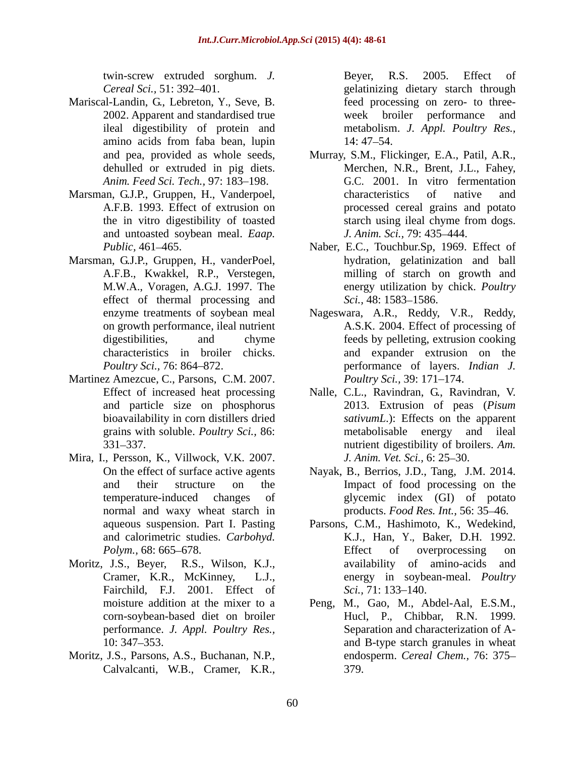twin-screw extruded sorghum. *J. Cereal Sci.,* 51: 392–401.

Mariscal-Landin, G., Lebreton, Y., Seve, B. 2002. Apparent and standardised true ileal digestibility of protein and amino acids from faba bean, lupin and pea, provided as whole seeds, dehulled or extruded in pig diets. *Anim. Feed Sci. Tech.,* 97: 183–198.

Marsman, G.J.P., Gruppen, H., Vanderpoel, A.F.B. 1993. Effect of extrusion on the in vitro digestibility of toasted and untoasted soybean meal. *Eaap. Public,* 461–465.

Marsman, G.J.P., Gruppen, H., vanderPoel, A.F.B., Kwakkel, R.P., Verstegen, M.W.A., Voragen, A.G.J. 1997. The effect of thermal processing and enzyme treatments of soybean meal on growth performance, ileal nutrient digestibilities, and chyme characteristics in broiler chicks. *Poultry Sci.,* 76: 864–872.

Martinez Amezcue, C., Parsons, C.M. 2007. Effect of increased heat processing and particle size on phosphorus bioavailability in corn distillers dried grains with soluble. *Poultry Sci.,* 86: 331–337.

Mira, I., Persson, K., Villwock, V.K. 2007. On the effect of surface active agents and their structure on the temperature-induced changes of normal and waxy wheat starch in aqueous suspension. Part I. Pasting and calorimetric studies. *Carbohyd. Polym.,* 68: 665–678.

Moritz, J.S., Beyer, R.S., Wilson, K.J., Cramer, K.R., McKinney, L.J., Fairchild, F.J. 2001. Effect of moisture addition at the mixer to a corn-soybean-based diet on broiler performance. *J. Appl. Poultry Res.,* 10: 347–353.

Moritz, J.S., Parsons, A.S., Buchanan, N.P., Calvalcanti, W.B., Cramer, K.R., Beyer, R.S. 2005. Effect of gelatinizing dietary starch through feed processing on zero- to three-week broiler performance and metabolism. *J. Appl. Poultry Res.,* 14: 47–54.

Murray, S.M., Flickinger, E.A., Patil, A.R., Merchen, N.R., Brent, J.L., Fahey, G.C. 2001. In vitro fermentation characteristics of native and processed cereal grains and potato starch using ileal chyme from dogs. *J. Anim. Sci.,* 79: 435–444.

Naber, E.C., Touchbur.Sp, 1969. Effect of hydration, gelatinization and ball milling of starch on growth and energy utilization by chick. *Poultry Sci.,* 48: 1583–1586.

Nageswara, A.R., Reddy, V.R., Reddy, A.S.K. 2004. Effect of processing of feeds by pelleting, extrusion cooking and expander extrusion on the performance of layers. *Indian J. Poultry Sci.,* 39: 171–174.

Nalle, C.L., Ravindran, G., Ravindran, V. 2013. Extrusion of peas (*Pisum sativumL.*): Effects on the apparent metabolisable energy and ileal nutrient digestibility of broilers. *Am. J. Anim. Vet. Sci.,* 6: 25–30.

Nayak, B., Berrios, J.D., Tang, J.M. 2014. Impact of food processing on the glycemic index (GI) of potato products. *Food Res. Int.,* 56: 35–46.

Parsons, C.M., Hashimoto, K., Wedekind, K.J., Han, Y., Baker, D.H. 1992. Effect of overprocessing on availability of amino-acids and energy in soybean-meal. *Poultry Sci.,* 71: 133–140.

Peng, M., Gao, M., Abdel-Aal, E.S.M., Hucl, P., Chibbar, R.N. 1999. Separation and characterization of A- and B-type starch granules in wheat endosperm. *Cereal Chem.,* 76: 375–379.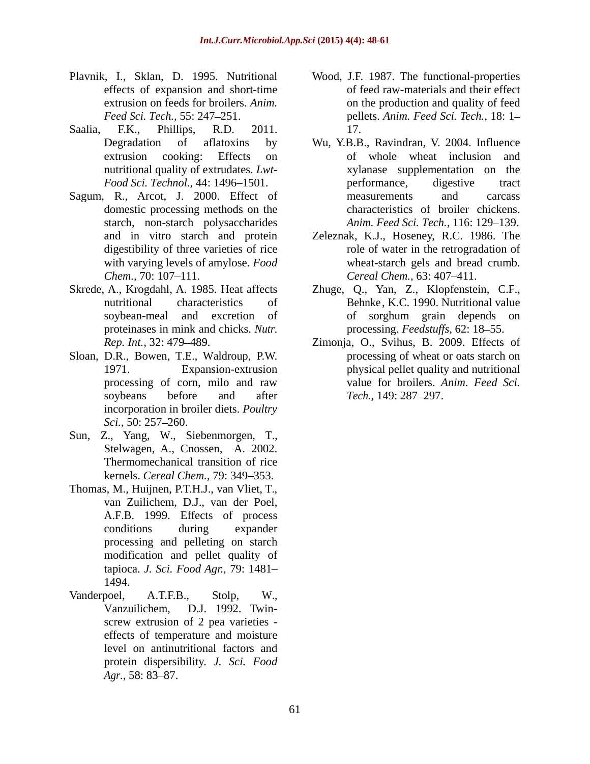Plavnik, I., Sklan, D. 1995. Nutritional effects of expansion and short-time extrusion on feeds for broilers. *Anim. Feed Sci. Tech.,* 55: 247–251.

Saalia, F.K., Phillips, R.D. 2011. Degradation of aflatoxins by extrusion cooking: Effects on nutritional quality of extrudates. *Lwt-Food Sci. Technol.,* 44: 1496–1501.

Sagum, R., Arcot, J. 2000. Effect of domestic processing methods on the starch, non-starch polysaccharides and in vitro starch and protein digestibility of three varieties of rice with varying levels of amylose. *Food Chem.,* 70: 107–111.

Skrede, A., Krogdahl, A. 1985. Heat affects nutritional characteristics of soybean-meal and excretion of proteinases in mink and chicks. *Nutr. Rep. Int.,* 32: 479–489.

Sloan, D.R., Bowen, T.E., Waldroup, P.W. 1971. Expansion-extrusion processing of corn, milo and raw soybeans before and after incorporation in broiler diets. *Poultry Sci.,* 50: 257–260.

Sun, Z., Yang, W., Siebenmorgen, T., Stelwagen, A., Cnossen, A. 2002. Thermomechanical transition of rice kernels. *Cereal Chem.,* 79: 349–353.

Thomas, M., Huijnen, P.T.H.J., van Vliet, T., van Zuilichem, D.J., van der Poel, A.F.B. 1999. Effects of process conditions during expander processing and pelleting on starch modification and pellet quality of tapioca. *J. Sci. Food Agr.,* 79: 1481–1494.

Vanderpoel, A.T.F.B., Stolp, W., Vanzuilichem, D.J. 1992. Twin-screw extrusion of 2 pea varieties - effects of temperature and moisture level on antinutritional factors and protein dispersibility. *J. Sci. Food Agr.,* 58: 83–87.

Wood, J.F. 1987. The functional-properties of feed raw-materials and their effect on the production and quality of feed pellets. *Anim. Feed Sci. Tech.,* 18: 1–17.

Wu, Y.B.B., Ravindran, V. 2004. Influence of whole wheat inclusion and xylanase supplementation on the performance, digestive tract measurements and carcass characteristics of broiler chickens. *Anim. Feed Sci. Tech.,* 116: 129–139.

Zeleznak, K.J., Hoseney, R.C. 1986. The role of water in the retrogradation of wheat-starch gels and bread crumb. *Cereal Chem.,* 63: 407–411.

Zhuge, Q., Yan, Z., Klopfenstein, C.F., Behnke, K.C. 1990. Nutritional value of sorghum grain depends on processing. *Feedstuffs*, 62: 18–55.

Zimonja, O., Svihus, B. 2009. Effects of processing of wheat or oats starch on physical pellet quality and nutritional value for broilers. *Anim. Feed Sci. Tech.,* 149: 287–297.